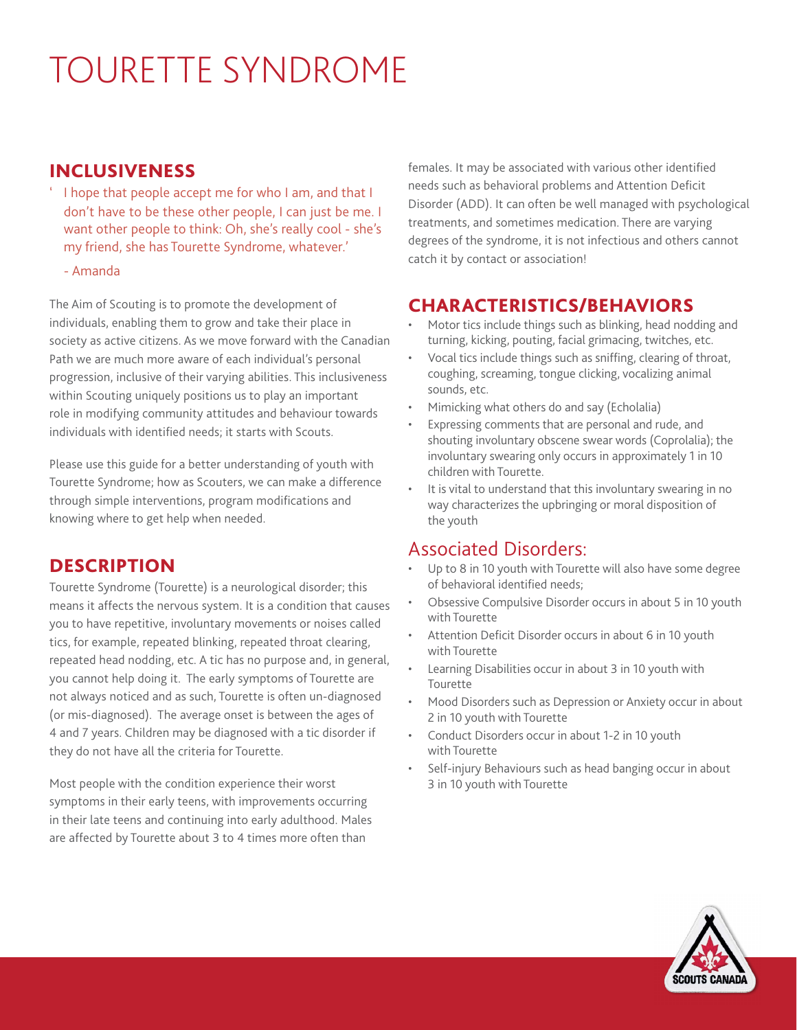# TOURETTE SYNDROME

## INCLUSIVENESS

' I hope that people accept me for who I am, and that I don't have to be these other people, I can just be me. I want other people to think: Oh, she's really cool - she's my friend, she has Tourette Syndrome, whatever.'

- Amanda

The Aim of Scouting is to promote the development of individuals, enabling them to grow and take their place in society as active citizens. As we move forward with the Canadian Path we are much more aware of each individual's personal progression, inclusive of their varying abilities. This inclusiveness within Scouting uniquely positions us to play an important role in modifying community attitudes and behaviour towards individuals with identified needs; it starts with Scouts.

Please use this guide for a better understanding of youth with Tourette Syndrome; how as Scouters, we can make a difference through simple interventions, program modifications and knowing where to get help when needed.

## DESCRIPTION

Tourette Syndrome (Tourette) is a neurological disorder; this means it affects the nervous system. It is a condition that causes you to have repetitive, involuntary movements or noises called tics, for example, repeated blinking, repeated throat clearing, repeated head nodding, etc. A tic has no purpose and, in general, you cannot help doing it. The early symptoms of Tourette are not always noticed and as such, Tourette is often un-diagnosed (or mis-diagnosed). The average onset is between the ages of 4 and 7 years. Children may be diagnosed with a tic disorder if they do not have all the criteria for Tourette.

Most people with the condition experience their worst symptoms in their early teens, with improvements occurring in their late teens and continuing into early adulthood. Males are affected by Tourette about 3 to 4 times more often than females. It may be associated with various other identified needs such as behavioral problems and Attention Deficit Disorder (ADD). It can often be well managed with psychological treatments, and sometimes medication. There are varying degrees of the syndrome, it is not infectious and others cannot catch it by contact or association!

## CHARACTERISTICS/BEHAVIORS

- Motor tics include things such as blinking, head nodding and turning, kicking, pouting, facial grimacing, twitches, etc.
- Vocal tics include things such as sniffing, clearing of throat, coughing, screaming, tongue clicking, vocalizing animal sounds, etc.
- Mimicking what others do and say (Echolalia)
- Expressing comments that are personal and rude, and shouting involuntary obscene swear words (Coprolalia); the involuntary swearing only occurs in approximately 1 in 10 children with Tourette.
- It is vital to understand that this involuntary swearing in no way characterizes the upbringing or moral disposition of the youth

### Associated Disorders:

- Up to 8 in 10 youth with Tourette will also have some degree of behavioral identified needs;
- Obsessive Compulsive Disorder occurs in about 5 in 10 youth with Tourette
- Attention Deficit Disorder occurs in about 6 in 10 youth with Tourette
- Learning Disabilities occur in about 3 in 10 youth with Tourette
- Mood Disorders such as Depression or Anxiety occur in about 2 in 10 youth with Tourette
- Conduct Disorders occur in about 1-2 in 10 youth with Tourette
- Self-injury Behaviours such as head banging occur in about 3 in 10 youth with Tourette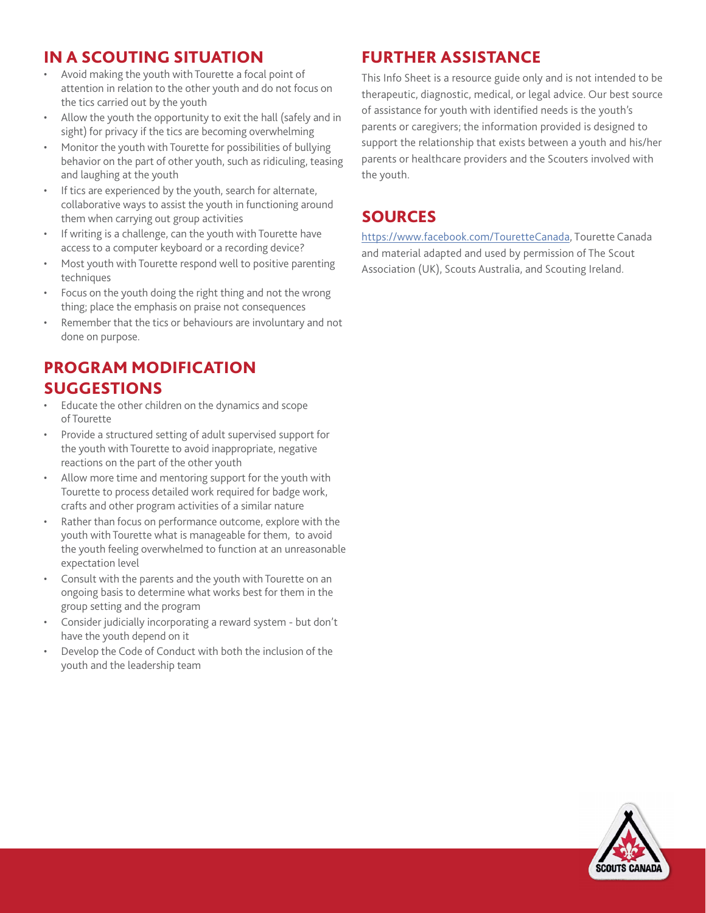## IN A SCOUTING SITUATION

- Avoid making the youth with Tourette a focal point of attention in relation to the other youth and do not focus on the tics carried out by the youth
- Allow the youth the opportunity to exit the hall (safely and in sight) for privacy if the tics are becoming overwhelming
- Monitor the youth with Tourette for possibilities of bullying behavior on the part of other youth, such as ridiculing, teasing and laughing at the youth
- If tics are experienced by the youth, search for alternate, collaborative ways to assist the youth in functioning around them when carrying out group activities
- If writing is a challenge, can the youth with Tourette have access to a computer keyboard or a recording device?
- Most youth with Tourette respond well to positive parenting techniques
- Focus on the youth doing the right thing and not the wrong thing; place the emphasis on praise not consequences
- Remember that the tics or behaviours are involuntary and not done on purpose.

## PROGRAM MODIFICATION SUGGESTIONS

- Educate the other children on the dynamics and scope of Tourette
- Provide a structured setting of adult supervised support for the youth with Tourette to avoid inappropriate, negative reactions on the part of the other youth
- Allow more time and mentoring support for the youth with Tourette to process detailed work required for badge work, crafts and other program activities of a similar nature
- Rather than focus on performance outcome, explore with the youth with Tourette what is manageable for them, to avoid the youth feeling overwhelmed to function at an unreasonable expectation level
- Consult with the parents and the youth with Tourette on an ongoing basis to determine what works best for them in the group setting and the program
- Consider judicially incorporating a reward system - but don't have the youth depend on it
- Develop the Code of Conduct with both the inclusion of the youth and the leadership team

## FURTHER ASSISTANCE

This Info Sheet is a resource guide only and is not intended to be therapeutic, diagnostic, medical, or legal advice. Our best source of assistance for youth with identified needs is the youth's parents or caregivers; the information provided is designed to support the relationship that exists between a youth and his/her parents or healthcare providers and the Scouters involved with the youth.

## SOURCES

https://www.facebook.com/TouretteCanada, Tourette Canada and material adapted and used by permission of The Scout Association (UK), Scouts Australia, and Scouting Ireland.